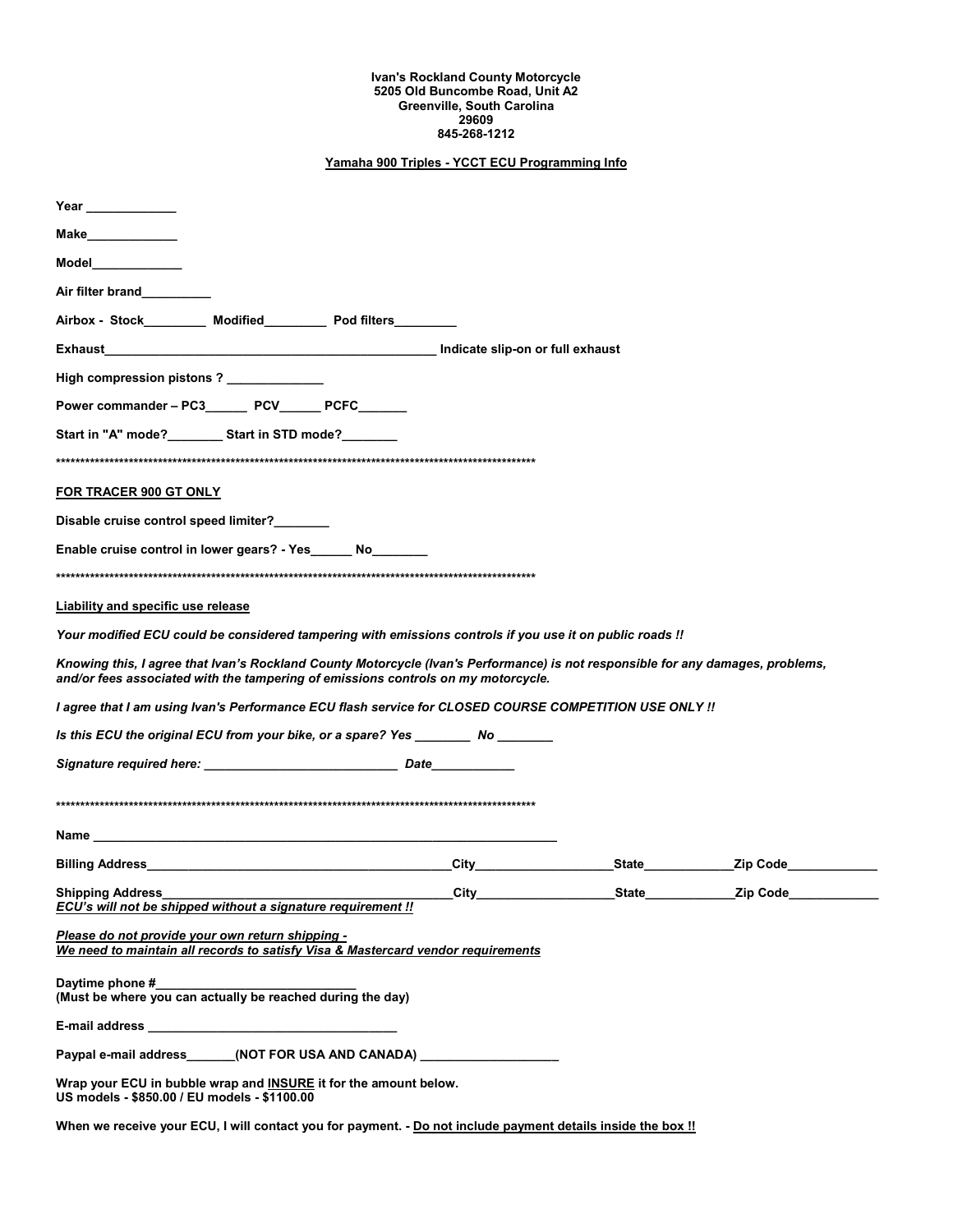**Ivan's Rockland County Motorcycle**
**5205 Old Buncombe Road, Unit A2**
**Greenville, South Carolina**
**29609**
**845-268-1212**

**<u>Yamaha 900 Triples - YCCT ECU Programming Info</u>**

**Year ____________**

**Make____________**

**Model____________**

**Air filter brand_________**

**Airbox - Stock________ Modified________ Pod filters________**

**Exhaust______________________________________________ Indicate slip-on or full exhaust**

**High compression pistons ? _____________**

**Power commander – PC3______ PCV______ PCFC_______**

**Start in "A" mode?________ Start in STD mode?________**

**********************************************************************************************

**<u>FOR TRACER 900 GT ONLY</u>**

**Disable cruise control speed limiter?________**

**Enable cruise control in lower gears? - Yes______ No________**

**********************************************************************************************

**<u>Liability and specific use release</u>**

***Your modified ECU could be considered tampering with emissions controls if you use it on public roads !!***

***Knowing this, I agree that Ivan's Rockland County Motorcycle (Ivan's Performance) is not responsible for any damages, problems, and/or fees associated with the tampering of emissions controls on my motorcycle.***

***I agree that I am using Ivan's Performance ECU flash service for CLOSED COURSE COMPETITION USE ONLY !!***

***Is this ECU the original ECU from your bike, or a spare? Yes ________ No ________***

***Signature required here: __________________________ Date___________***

**********************************************************************************************

**Name ____________________________________________________________________**

**Billing Address____________________________________________City___________________State____________Zip Code____________**

**Shipping Address_________________________________________City___________________State____________Zip Code____________**
***<u>ECU's will not be shipped without a signature requirement !!</u>***

***<u>Please do not provide your own return shipping -</u>***
***<u>We need to maintain all records to satisfy Visa & Mastercard vendor requirements</u>***

**Daytime phone #____________________________**
**(Must be where you can actually be reached during the day)**

**E-mail address ____________________________________**

**Paypal e-mail address_______(NOT FOR USA AND CANADA) ____________________**

**Wrap your ECU in bubble wrap and <u>INSURE</u> it for the amount below.**
**US models - $850.00 / EU models - $1100.00**

**When we receive your ECU, I will contact you for payment. - <u>Do not include payment details inside the box !!</u>**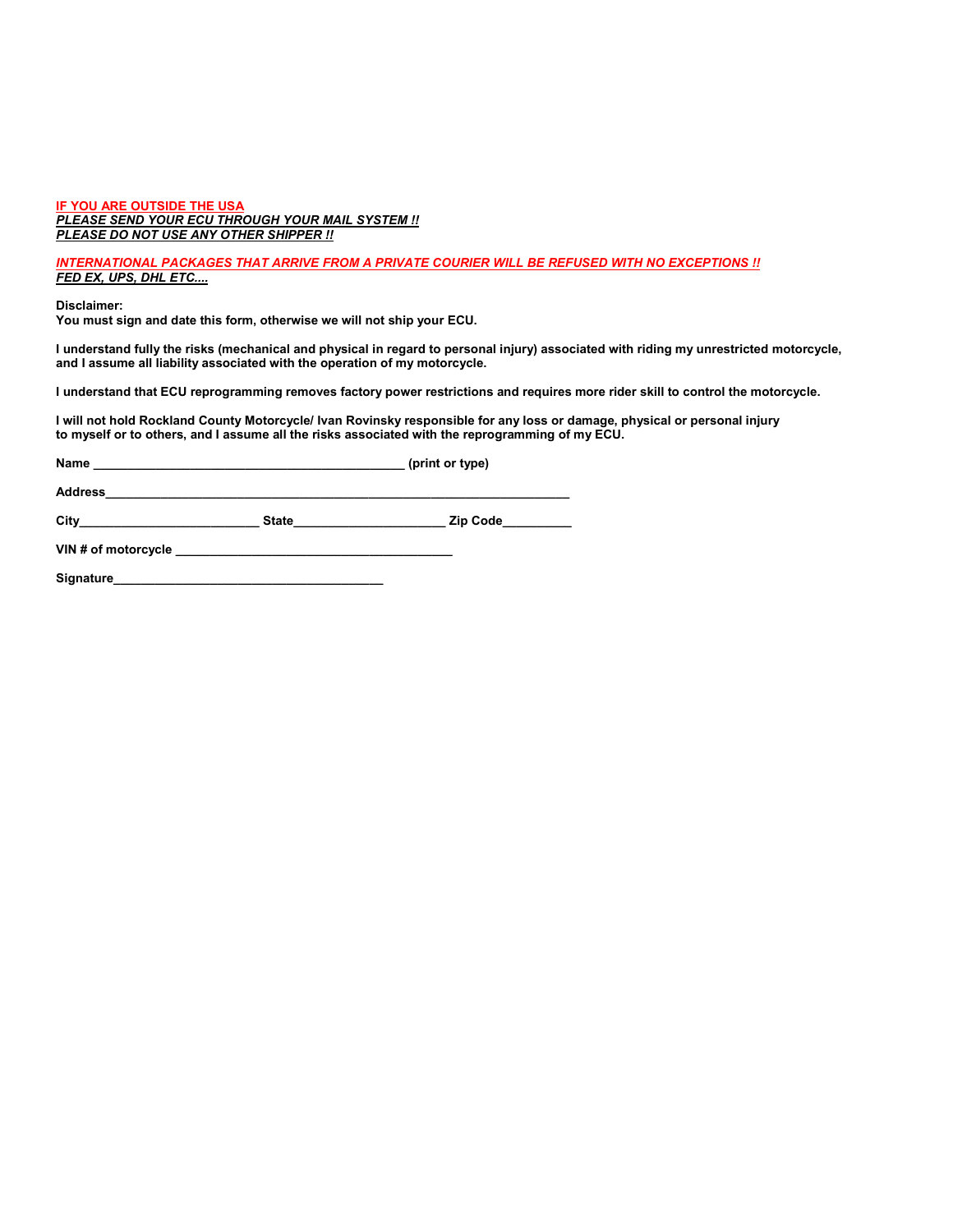**IF YOU ARE OUTSIDE THE USA**
***PLEASE SEND YOUR ECU THROUGH YOUR MAIL SYSTEM !!***
***PLEASE DO NOT USE ANY OTHER SHIPPER !!***

***INTERNATIONAL PACKAGES THAT ARRIVE FROM A PRIVATE COURIER WILL BE REFUSED WITH NO EXCEPTIONS !!***
***FED EX, UPS, DHL ETC....***

**Disclaimer:**
**You must sign and date this form, otherwise we will not ship your ECU.**

**I understand fully the risks (mechanical and physical in regard to personal injury) associated with riding my unrestricted motorcycle, and I assume all liability associated with the operation of my motorcycle.**

**I understand that ECU reprogramming removes factory power restrictions and requires more rider skill to control the motorcycle.**

**I will not hold Rockland County Motorcycle/ Ivan Rovinsky responsible for any loss or damage, physical or personal injury to myself or to others, and I assume all the risks associated with the reprogramming of my ECU.**

**Name _____________________________________________ (print or type)**

**Address___________________________________________________________________**

**City_________________________ State_____________________ Zip Code__________**

**VIN # of motorcycle _______________________________________**

**Signature______________________________________**